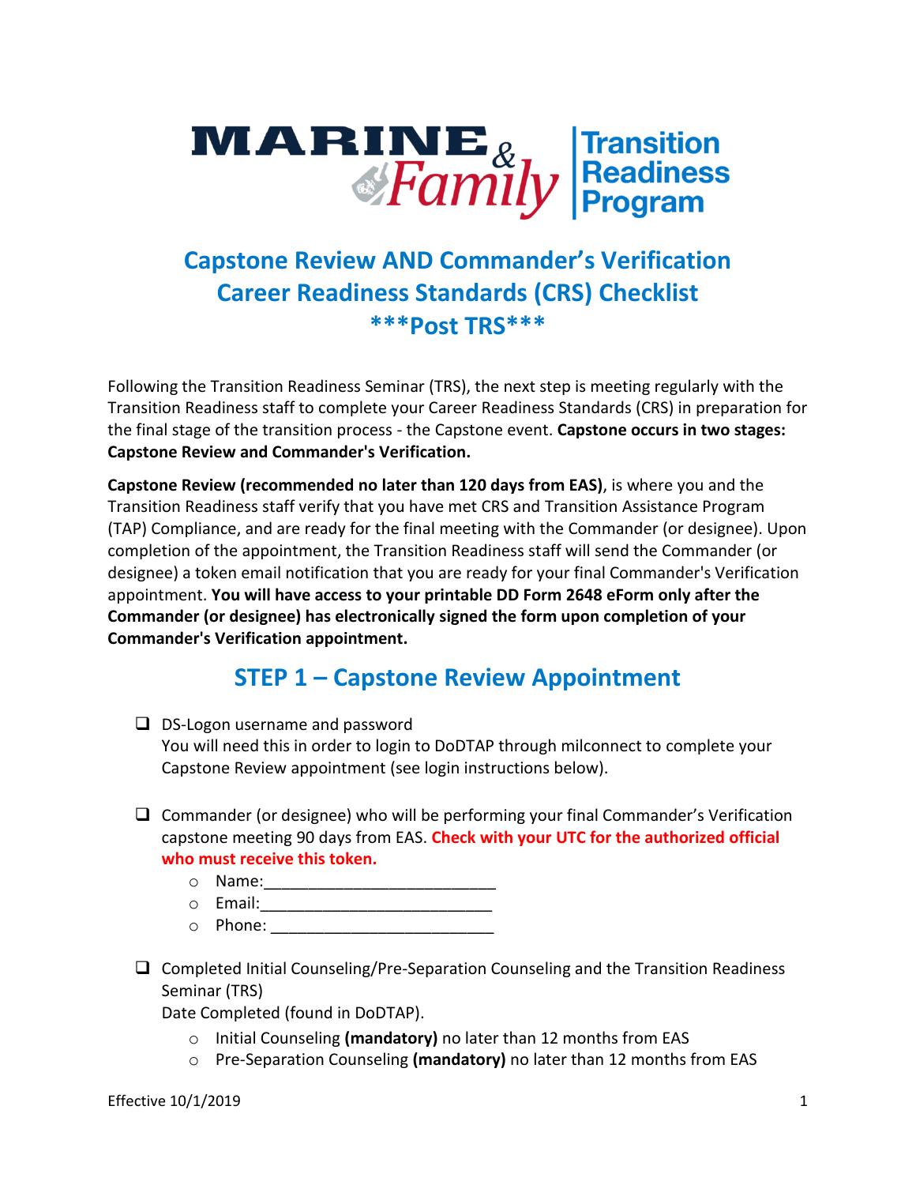MARINE & Family | Transition Readiness Program

# Capstone Review AND Commander's Verification Career Readiness Standards (CRS) Checklist ***Post TRS***

Following the Transition Readiness Seminar (TRS), the next step is meeting regularly with the Transition Readiness staff to complete your Career Readiness Standards (CRS) in preparation for the final stage of the transition process - the Capstone event. **Capstone occurs in two stages: Capstone Review and Commander's Verification.**

**Capstone Review (recommended no later than 120 days from EAS)**, is where you and the Transition Readiness staff verify that you have met CRS and Transition Assistance Program (TAP) Compliance, and are ready for the final meeting with the Commander (or designee). Upon completion of the appointment, the Transition Readiness staff will send the Commander (or designee) a token email notification that you are ready for your final Commander's Verification appointment. **You will have access to your printable DD Form 2648 eForm only after the Commander (or designee) has electronically signed the form upon completion of your Commander's Verification appointment.**

## STEP 1 – Capstone Review Appointment

- ❑ DS-Logon username and password
  You will need this in order to login to DoDTAP through milconnect to complete your Capstone Review appointment (see login instructions below).

- ❑ Commander (or designee) who will be performing your final Commander's Verification capstone meeting 90 days from EAS. **Check with your UTC for the authorized official who must receive this token.**
  - Name:_________________________
  - Email:_________________________
  - Phone: ________________________

- ❑ Completed Initial Counseling/Pre-Separation Counseling and the Transition Readiness Seminar (TRS)
  Date Completed (found in DoDTAP).
  - Initial Counseling **(mandatory)** no later than 12 months from EAS
  - Pre-Separation Counseling **(mandatory)** no later than 12 months from EAS

Effective 10/1/2019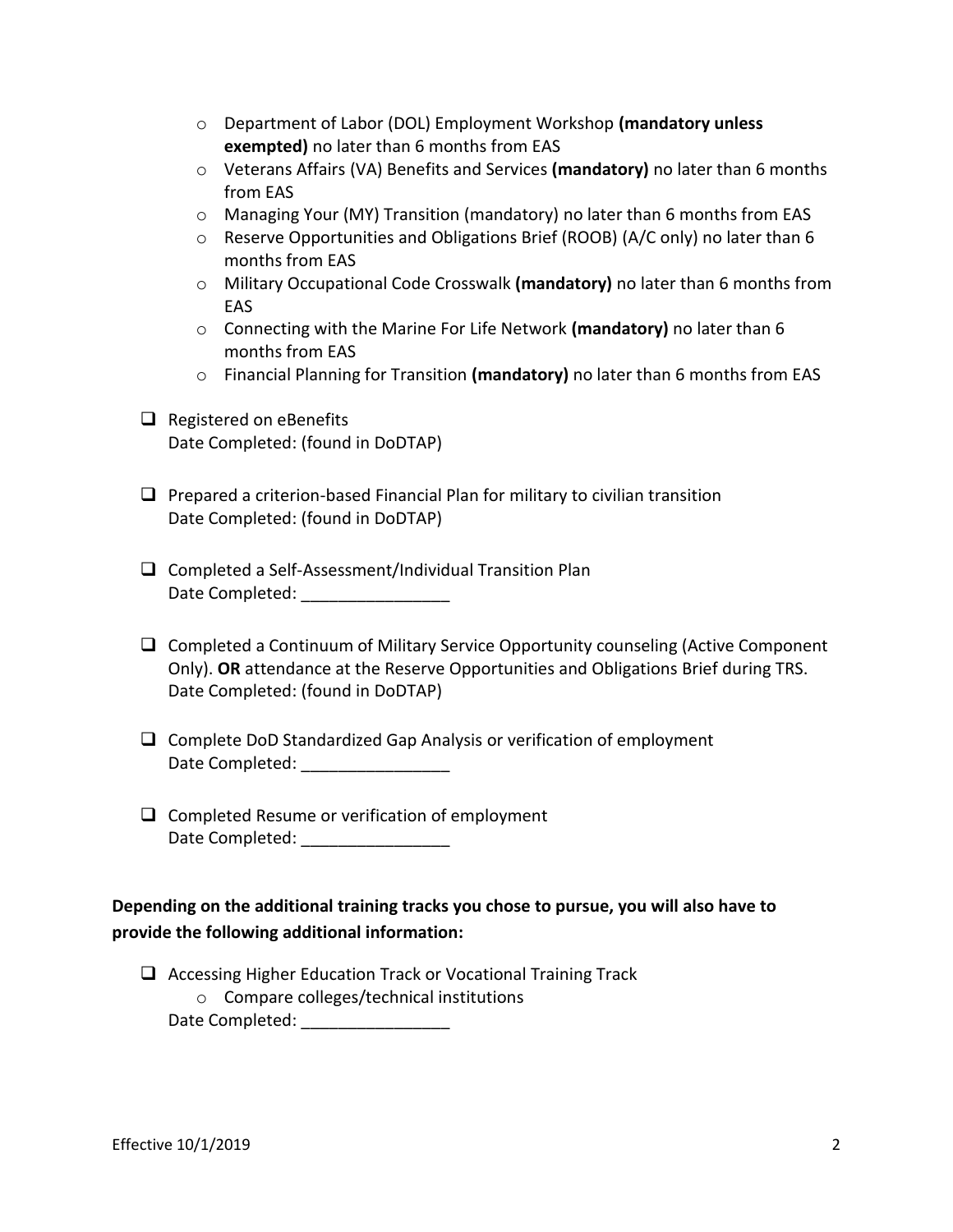- Department of Labor (DOL) Employment Workshop **(mandatory unless exempted)** no later than 6 months from EAS
- Veterans Affairs (VA) Benefits and Services **(mandatory)** no later than 6 months from EAS
- Managing Your (MY) Transition (mandatory) no later than 6 months from EAS
- Reserve Opportunities and Obligations Brief (ROOB) (A/C only) no later than 6 months from EAS
- Military Occupational Code Crosswalk **(mandatory)** no later than 6 months from EAS
- Connecting with the Marine For Life Network **(mandatory)** no later than 6 months from EAS
- Financial Planning for Transition **(mandatory)** no later than 6 months from EAS

- [ ] Registered on eBenefits
  Date Completed: (found in DoDTAP)

- [ ] Prepared a criterion-based Financial Plan for military to civilian transition
  Date Completed: (found in DoDTAP)

- [ ] Completed a Self-Assessment/Individual Transition Plan
  Date Completed: ________________

- [ ] Completed a Continuum of Military Service Opportunity counseling (Active Component Only). **OR** attendance at the Reserve Opportunities and Obligations Brief during TRS.
  Date Completed: (found in DoDTAP)

- [ ] Complete DoD Standardized Gap Analysis or verification of employment
  Date Completed: ________________

- [ ] Completed Resume or verification of employment
  Date Completed: ________________

**Depending on the additional training tracks you chose to pursue, you will also have to provide the following additional information:**

- [ ] Accessing Higher Education Track or Vocational Training Track
  - Compare colleges/technical institutions

  Date Completed: ________________

Effective 10/1/2019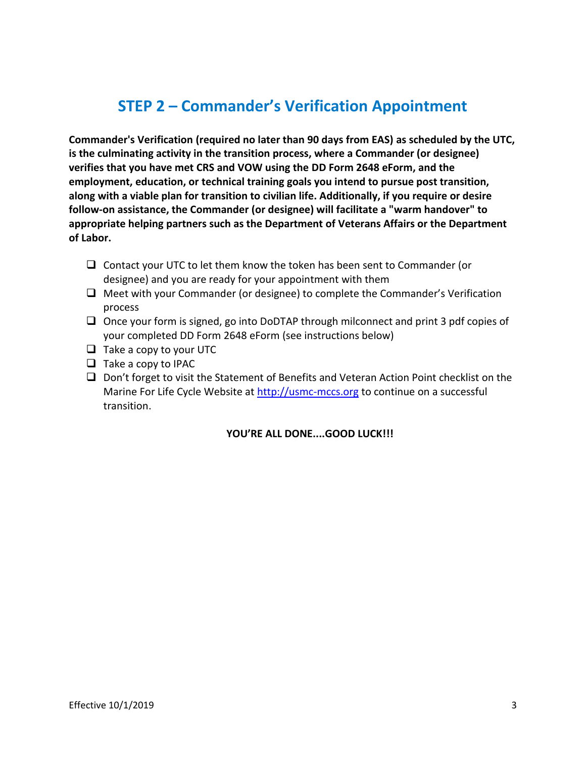## STEP 2 – Commander's Verification Appointment

**Commander's Verification (required no later than 90 days from EAS) as scheduled by the UTC, is the culminating activity in the transition process, where a Commander (or designee) verifies that you have met CRS and VOW using the DD Form 2648 eForm, and the employment, education, or technical training goals you intend to pursue post transition, along with a viable plan for transition to civilian life. Additionally, if you require or desire follow-on assistance, the Commander (or designee) will facilitate a "warm handover" to appropriate helping partners such as the Department of Veterans Affairs or the Department of Labor.**

- ❑ Contact your UTC to let them know the token has been sent to Commander (or designee) and you are ready for your appointment with them
- ❑ Meet with your Commander (or designee) to complete the Commander's Verification process
- ❑ Once your form is signed, go into DoDTAP through milconnect and print 3 pdf copies of your completed DD Form 2648 eForm (see instructions below)
- ❑ Take a copy to your UTC
- ❑ Take a copy to IPAC
- ❑ Don't forget to visit the Statement of Benefits and Veteran Action Point checklist on the Marine For Life Cycle Website at [http://usmc-mccs.org](http://usmc-mccs.org) to continue on a successful transition.

**YOU'RE ALL DONE....GOOD LUCK!!!**

Effective 10/1/2019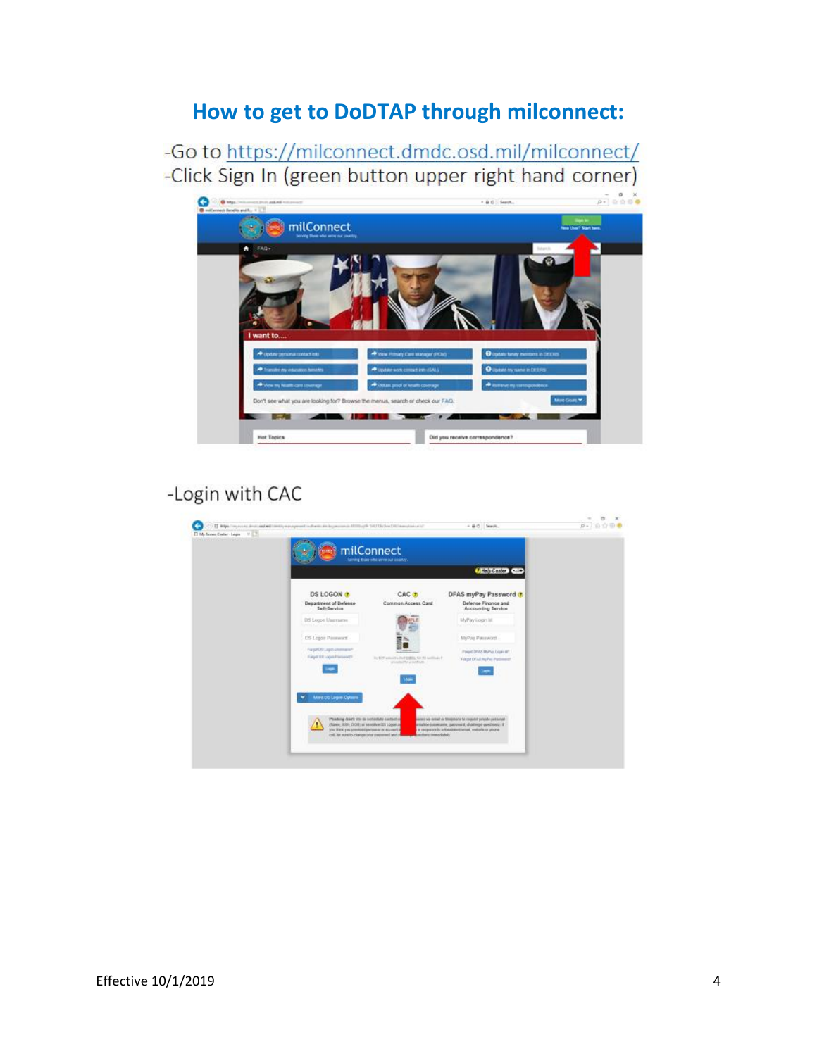# How to get to DoDTAP through milconnect:

-Go to https://milconnect.dmdc.osd.mil/milconnect/

-Click Sign In (green button upper right hand corner)

-Login with CAC

Effective 10/1/2019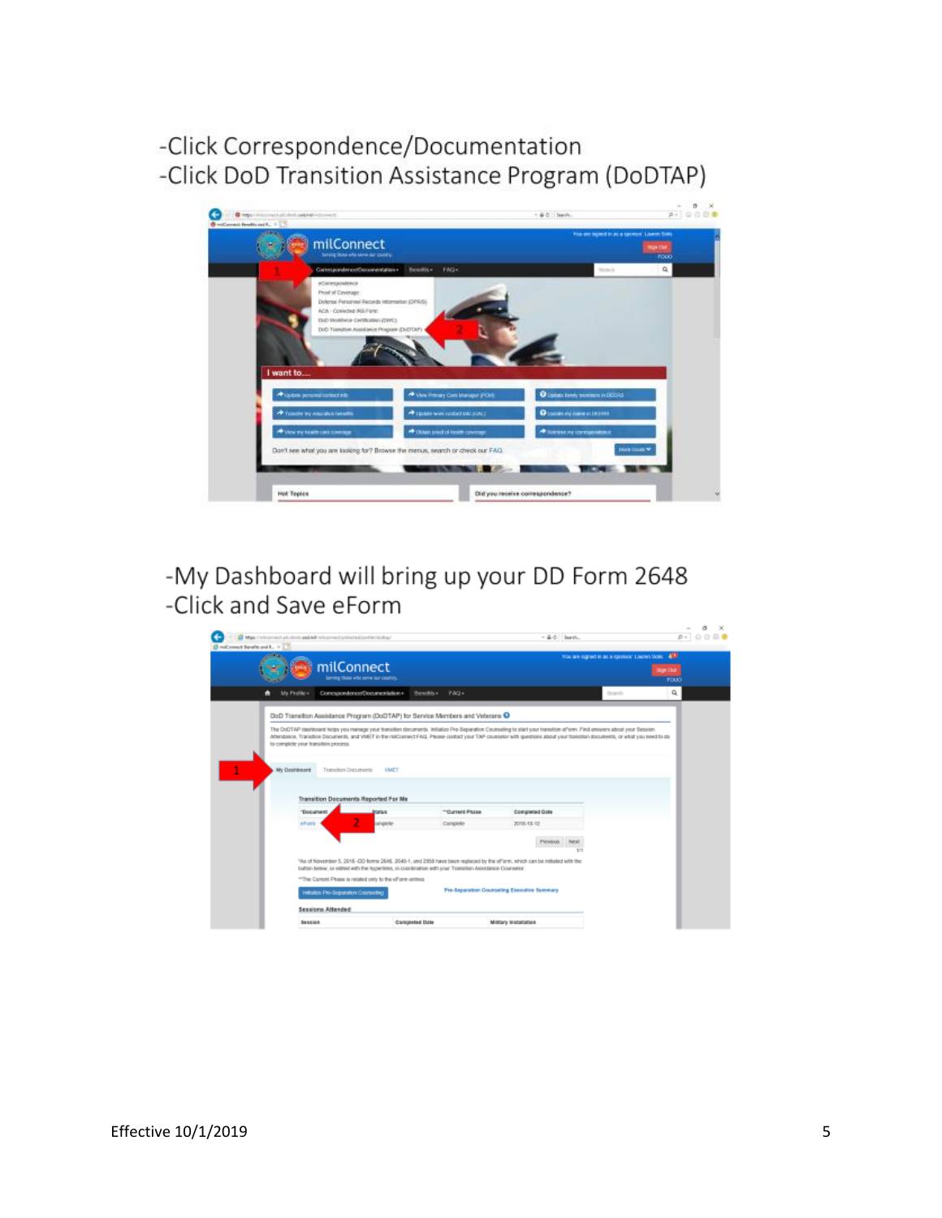-Click Correspondence/Documentation
-Click DoD Transition Assistance Program (DoDTAP)

-My Dashboard will bring up your DD Form 2648
-Click and Save eForm

Effective 10/1/2019